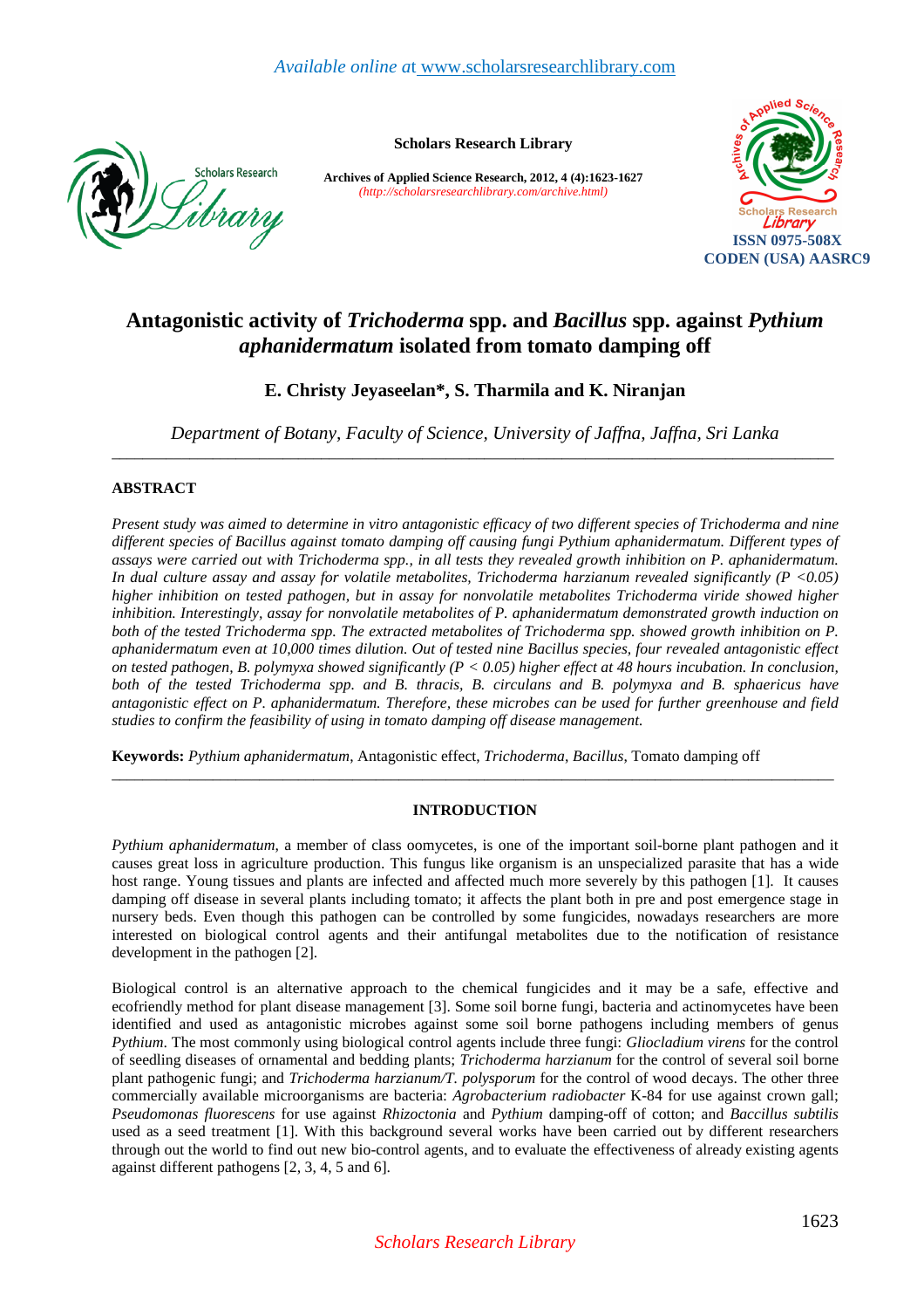# Antagonistic activity of *Trichoderma* spp. and *Bacillus* spp. against *Pythium aphanidermatum* isolated from tomato damping off

**E. Christy Jeyaseelan\*, S. Tharmila and K. Niranjan**

*Department of Botany, Faculty of Science, University of Jaffna, Jaffna, Sri Lanka*

---

## ABSTRACT

*Present study was aimed to determine in vitro antagonistic efficacy of two different species of Trichoderma and nine different species of Bacillus against tomato damping off causing fungi Pythium aphanidermatum. Different types of assays were carried out with Trichoderma spp., in all tests they revealed growth inhibition on P. aphanidermatum. In dual culture assay and assay for volatile metabolites, Trichoderma harzianum revealed significantly ($P < 0.05$) higher inhibition on tested pathogen, but in assay for nonvolatile metabolites Trichoderma viride showed higher inhibition. Interestingly, assay for nonvolatile metabolites of P. aphanidermatum demonstrated growth induction on both of the tested Trichoderma spp. The extracted metabolites of Trichoderma spp. showed growth inhibition on P. aphanidermatum even at 10,000 times dilution. Out of tested nine Bacillus species, four revealed antagonistic effect on tested pathogen, B. polymyxa showed significantly ($P < 0.05$) higher effect at 48 hours incubation. In conclusion, both of the tested Trichoderma spp. and B. thracis, B. circulans and B. polymyxa and B. sphaericus have antagonistic effect on P. aphanidermatum. Therefore, these microbes can be used for further greenhouse and field studies to confirm the feasibility of using in tomato damping off disease management.*

**Keywords:** *Pythium aphanidermatum*, Antagonistic effect, *Trichoderma*, *Bacillus*, Tomato damping off

---

## INTRODUCTION

*Pythium aphanidermatum*, a member of class oomycetes, is one of the important soil-borne plant pathogen and it causes great loss in agriculture production. This fungus like organism is an unspecialized parasite that has a wide host range. Young tissues and plants are infected and affected much more severely by this pathogen [1]. It causes damping off disease in several plants including tomato; it affects the plant both in pre and post emergence stage in nursery beds. Even though this pathogen can be controlled by some fungicides, nowadays researchers are more interested on biological control agents and their antifungal metabolites due to the notification of resistance development in the pathogen [2].

Biological control is an alternative approach to the chemical fungicides and it may be a safe, effective and ecofriendly method for plant disease management [3]. Some soil borne fungi, bacteria and actinomycetes have been identified and used as antagonistic microbes against some soil borne pathogens including members of genus *Pythium*. The most commonly using biological control agents include three fungi: *Gliocladium virens* for the control of seedling diseases of ornamental and bedding plants; *Trichoderma harzianum* for the control of several soil borne plant pathogenic fungi; and *Trichoderma harzianum/T. polysporum* for the control of wood decays. The other three commercially available microorganisms are bacteria: *Agrobacterium radiobacter* K-84 for use against crown gall; *Pseudomonas fluorescens* for use against *Rhizoctonia* and *Pythium* damping-off of cotton; and *Baccillus subtilis* used as a seed treatment [1]. With this background several works have been carried out by different researchers through out the world to find out new bio-control agents, and to evaluate the effectiveness of already existing agents against different pathogens [2, 3, 4, 5 and 6].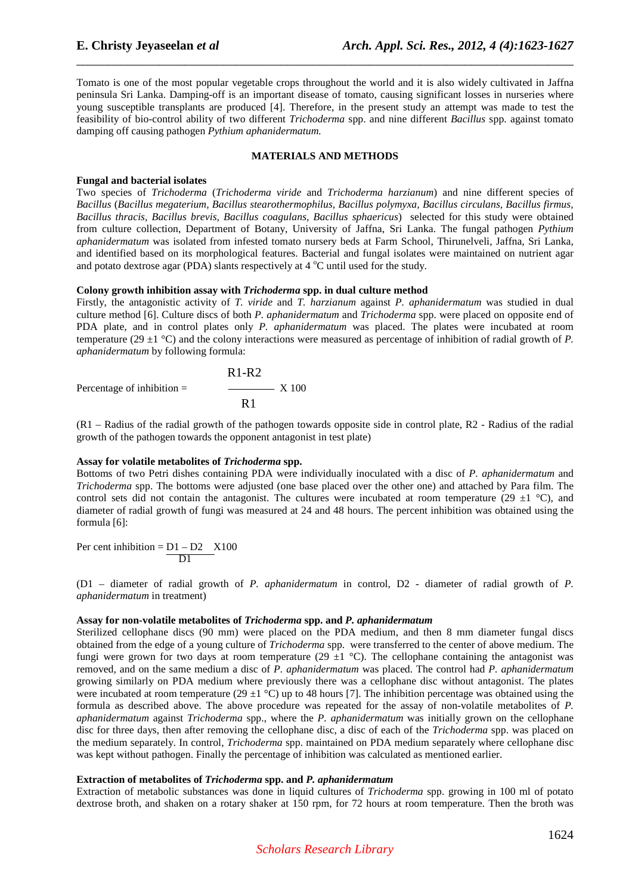Tomato is one of the most popular vegetable crops throughout the world and it is also widely cultivated in Jaffna peninsula Sri Lanka. Damping-off is an important disease of tomato, causing significant losses in nurseries where young susceptible transplants are produced [4]. Therefore, in the present study an attempt was made to test the feasibility of bio-control ability of two different *Trichoderma* spp. and nine different *Bacillus* spp. against tomato damping off causing pathogen *Pythium aphanidermatum.*

## MATERIALS AND METHODS

### Fungal and bacterial isolates

Two species of *Trichoderma* (*Trichoderma viride* and *Trichoderma harzianum*) and nine different species of *Bacillus* (*Bacillus megaterium, Bacillus stearothermophilus, Bacillus polymyxa, Bacillus circulans, Bacillus firmus, Bacillus thracis, Bacillus brevis, Bacillus coagulans, Bacillus sphaericus*) selected for this study were obtained from culture collection, Department of Botany, University of Jaffna, Sri Lanka. The fungal pathogen *Pythium aphanidermatum* was isolated from infested tomato nursery beds at Farm School, Thirunelveli, Jaffna, Sri Lanka, and identified based on its morphological features. Bacterial and fungal isolates were maintained on nutrient agar and potato dextrose agar (PDA) slants respectively at 4 $^oC$ until used for the study.

### Colony growth inhibition assay with *Trichoderma* spp. in dual culture method

Firstly, the antagonistic activity of *T. viride* and *T. harzianum* against *P. aphanidermatum* was studied in dual culture method [6]. Culture discs of both *P. aphanidermatum* and *Trichoderma* spp. were placed on opposite end of PDA plate, and in control plates only *P. aphanidermatum* was placed. The plates were incubated at room temperature (29 ±1 °C) and the colony interactions were measured as percentage of inhibition of radial growth of *P. aphanidermatum* by following formula:

$$\text{Percentage of inhibition} = \frac{R1-R2}{R1} \times 100$$

(R1 – Radius of the radial growth of the pathogen towards opposite side in control plate, R2 - Radius of the radial growth of the pathogen towards the opponent antagonist in test plate)

### Assay for volatile metabolites of *Trichoderma* spp.

Bottoms of two Petri dishes containing PDA were individually inoculated with a disc of *P. aphanidermatum* and *Trichoderma* spp. The bottoms were adjusted (one base placed over the other one) and attached by Para film. The control sets did not contain the antagonist. The cultures were incubated at room temperature (29 ±1 °C), and diameter of radial growth of fungi was measured at 24 and 48 hours. The percent inhibition was obtained using the formula [6]:

$$\text{Per cent inhibition} = \frac{D1 - D2}{D1} \times 100$$

(D1 – diameter of radial growth of *P. aphanidermatum* in control, D2 - diameter of radial growth of *P. aphanidermatum* in treatment)

### Assay for non-volatile metabolites of *Trichoderma* spp. and *P. aphanidermatum*

Sterilized cellophane discs (90 mm) were placed on the PDA medium, and then 8 mm diameter fungal discs obtained from the edge of a young culture of *Trichoderma* spp. were transferred to the center of above medium. The fungi were grown for two days at room temperature (29 ±1 °C). The cellophane containing the antagonist was removed, and on the same medium a disc of *P. aphanidermatum* was placed. The control had *P. aphanidermatum* growing similarly on PDA medium where previously there was a cellophane disc without antagonist. The plates were incubated at room temperature (29 ±1 °C) up to 48 hours [7]. The inhibition percentage was obtained using the formula as described above. The above procedure was repeated for the assay of non-volatile metabolites of *P. aphanidermatum* against *Trichoderma* spp., where the *P. aphanidermatum* was initially grown on the cellophane disc for three days, then after removing the cellophane disc, a disc of each of the *Trichoderma* spp. was placed on the medium separately. In control, *Trichoderma* spp. maintained on PDA medium separately where cellophane disc was kept without pathogen. Finally the percentage of inhibition was calculated as mentioned earlier.

### Extraction of metabolites of *Trichoderma* spp. and *P. aphanidermatum*

Extraction of metabolic substances was done in liquid cultures of *Trichoderma* spp. growing in 100 ml of potato dextrose broth, and shaken on a rotary shaker at 150 rpm, for 72 hours at room temperature. Then the broth was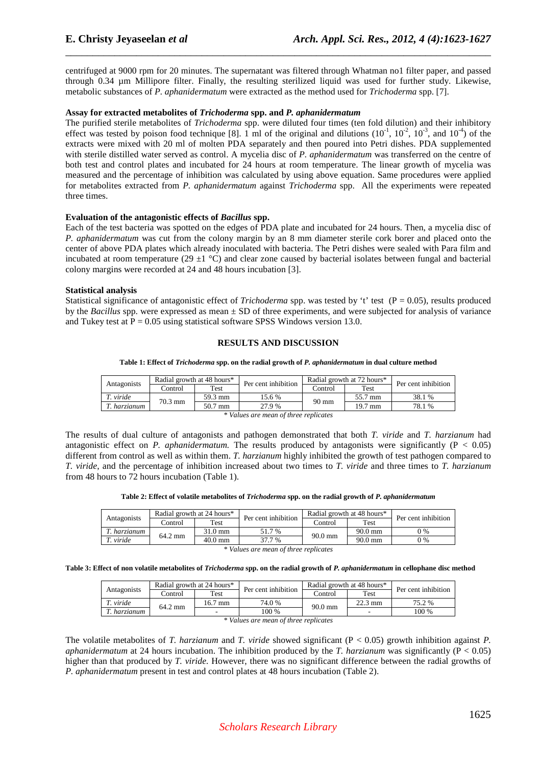centrifuged at 9000 rpm for 20 minutes. The supernatant was filtered through Whatman no1 filter paper, and passed through 0.34 µm Millipore filter. Finally, the resulting sterilized liquid was used for further study. Likewise, metabolic substances of *P. aphanidermatum* were extracted as the method used for *Trichoderma* spp. [7].

**Assay for extracted metabolites of *Trichoderma* spp. and *P. aphanidermatum***

The purified sterile metabolites of *Trichoderma* spp. were diluted four times (ten fold dilution) and their inhibitory effect was tested by poison food technique [8]. 1 ml of the original and dilutions ($10^{-1}$, $10^{-2}$, $10^{-3}$, and $10^{-4}$) of the extracts were mixed with 20 ml of molten PDA separately and then poured into Petri dishes. PDA supplemented with sterile distilled water served as control. A mycelia disc of *P. aphanidermatum* was transferred on the centre of both test and control plates and incubated for 24 hours at room temperature. The linear growth of mycelia was measured and the percentage of inhibition was calculated by using above equation. Same procedures were applied for metabolites extracted from *P. aphanidermatum* against *Trichoderma* spp. All the experiments were repeated three times.

**Evaluation of the antagonistic effects of *Bacillus* spp.**

Each of the test bacteria was spotted on the edges of PDA plate and incubated for 24 hours. Then, a mycelia disc of *P. aphanidermatum* was cut from the colony margin by an 8 mm diameter sterile cork borer and placed onto the center of above PDA plates which already inoculated with bacteria. The Petri dishes were sealed with Para film and incubated at room temperature (29 ±1 °C) and clear zone caused by bacterial isolates between fungal and bacterial colony margins were recorded at 24 and 48 hours incubation [3].

**Statistical analysis**

Statistical significance of antagonistic effect of *Trichoderma* spp. was tested by 't' test ($P = 0.05$), results produced by the *Bacillus* spp. were expressed as mean ± SD of three experiments, and were subjected for analysis of variance and Tukey test at $P = 0.05$ using statistical software SPSS Windows version 13.0.

## RESULTS AND DISCUSSION

**Table 1: Effect of *Trichoderma* spp. on the radial growth of *P. aphanidermatum* in dual culture method**

| Antagonists | Radial growth at 48 hours* | | Per cent inhibition | Radial growth at 72 hours* | | Per cent inhibition |
|---|---|---|---|---|---|---|
| | Control | Test | | Control | Test | |
| *T. viride* | 70.3 mm | 59.3 mm | 15.6 % | 90 mm | 55.7 mm | 38.1 % |
| *T. harzianum* | | 50.7 mm | 27.9 % | | 19.7 mm | 78.1 % |

*\* Values are mean of three replicates*

The results of dual culture of antagonists and pathogen demonstrated that both *T. viride* and *T. harzianum* had antagonistic effect on *P. aphanidermatum.* The results produced by antagonists were significantly ($P < 0.05$) different from control as well as within them. *T. harzianum* highly inhibited the growth of test pathogen compared to *T. viride*, and the percentage of inhibition increased about two times to *T. viride* and three times to *T. harzianum* from 48 hours to 72 hours incubation (Table 1).

**Table 2: Effect of volatile metabolites of *Trichoderma* spp. on the radial growth of *P. aphanidermatum***

| Antagonists | Radial growth at 24 hours* | | Per cent inhibition | Radial growth at 48 hours* | | Per cent inhibition |
|---|---|---|---|---|---|---|
| | Control | Test | | Control | Test | |
| *T. harzianum* | 64.2 mm | 31.0 mm | 51.7 % | 90.0 mm | 90.0 mm | 0 % |
| *T. viride* | | 40.0 mm | 37.7 % | | 90.0 mm | 0 % |

*\* Values are mean of three replicates*

**Table 3: Effect of non volatile metabolites of *Trichoderma* spp. on the radial growth of *P. aphanidermatum* in cellophane disc method**

| Antagonists | Radial growth at 24 hours* | | Per cent inhibition | Radial growth at 48 hours* | | Per cent inhibition |
|---|---|---|---|---|---|---|
| | Control | Test | | Control | Test | |
| *T. viride* | 64.2 mm | 16.7 mm | 74.0 % | 90.0 mm | 22.3 mm | 75.2 % |
| *T. harzianum* | | - | 100 % | | - | 100 % |

*\* Values are mean of three replicates*

The volatile metabolites of *T. harzianum* and *T. viride* showed significant ($P < 0.05$) growth inhibition against *P. aphanidermatum* at 24 hours incubation. The inhibition produced by the *T. harzianum* was significantly ($P < 0.05$) higher than that produced by *T. viride.* However, there was no significant difference between the radial growths of *P. aphanidermatum* present in test and control plates at 48 hours incubation (Table 2).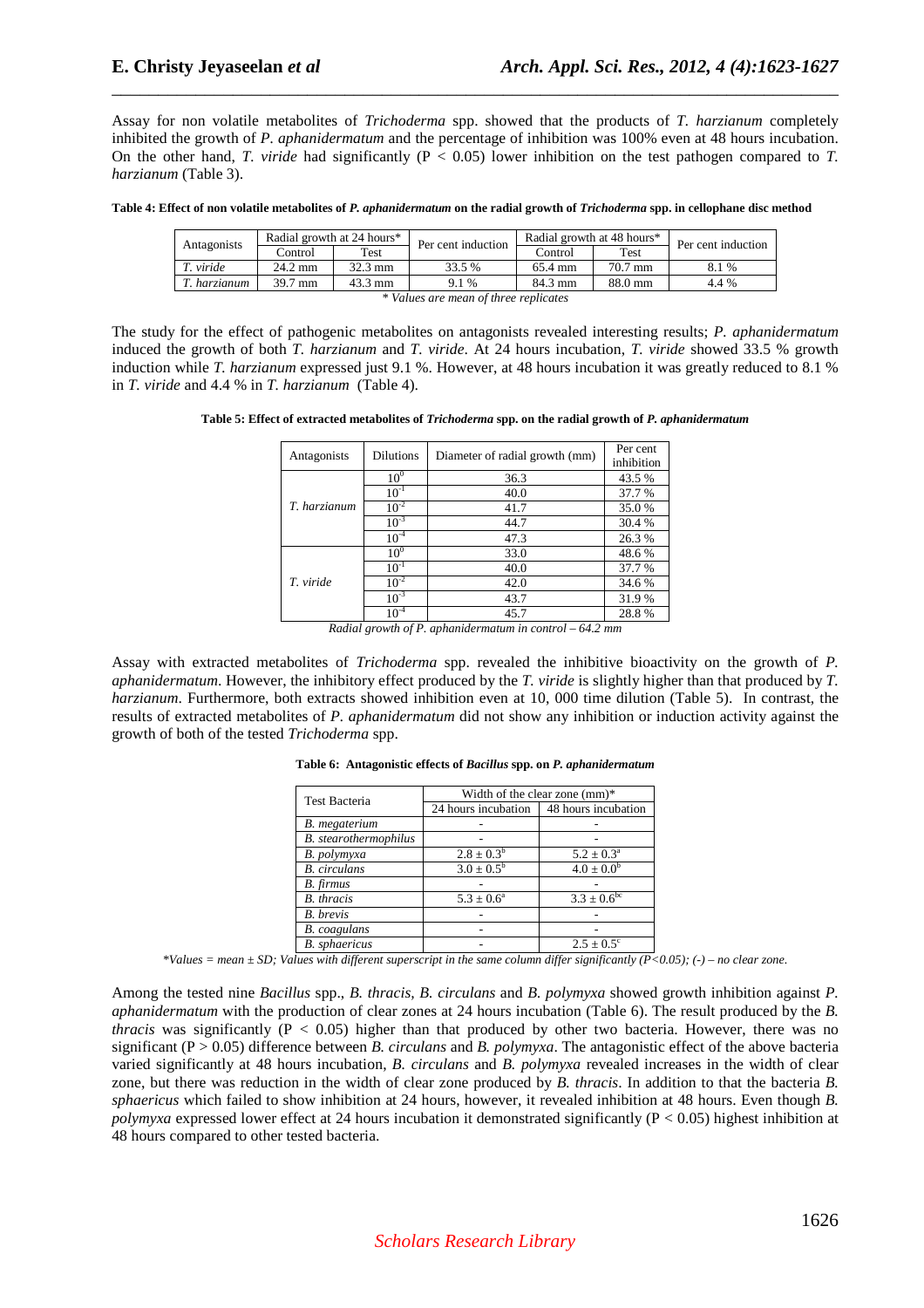Assay for non volatile metabolites of *Trichoderma* spp. showed that the products of *T. harzianum* completely inhibited the growth of *P. aphanidermatum* and the percentage of inhibition was 100% even at 48 hours incubation. On the other hand, *T. viride* had significantly ($P < 0.05$) lower inhibition on the test pathogen compared to *T. harzianum* (Table 3).

**Table 4: Effect of non volatile metabolites of *P. aphanidermatum* on the radial growth of *Trichoderma* spp. in cellophane disc method**

| Antagonists | Radial growth at 24 hours* | | Per cent induction | Radial growth at 48 hours* | | Per cent induction |
|---|---|---|---|---|---|---|
| | Control | Test | | Control | Test | |
| *T. viride* | 24.2 mm | 32.3 mm | 33.5 % | 65.4 mm | 70.7 mm | 8.1 % |
| *T. harzianum* | 39.7 mm | 43.3 mm | 9.1 % | 84.3 mm | 88.0 mm | 4.4 % |

*\* Values are mean of three replicates*

The study for the effect of pathogenic metabolites on antagonists revealed interesting results; *P. aphanidermatum* induced the growth of both *T. harzianum* and *T. viride*. At 24 hours incubation, *T. viride* showed 33.5 % growth induction while *T. harzianum* expressed just 9.1 %. However, at 48 hours incubation it was greatly reduced to 8.1 % in *T. viride* and 4.4 % in *T. harzianum* (Table 4).

**Table 5: Effect of extracted metabolites of *Trichoderma* spp. on the radial growth of *P. aphanidermatum***

| Antagonists | Dilutions | Diameter of radial growth (mm) | Per cent inhibition |
|---|---|---|---|
| *T. harzianum* | $10^{0}$ | 36.3 | 43.5 % |
| | $10^{-1}$ | 40.0 | 37.7 % |
| | $10^{-2}$ | 41.7 | 35.0 % |
| | $10^{-3}$ | 44.7 | 30.4 % |
| | $10^{-4}$ | 47.3 | 26.3 % |
| *T. viride* | $10^{0}$ | 33.0 | 48.6 % |
| | $10^{-1}$ | 40.0 | 37.7 % |
| | $10^{-2}$ | 42.0 | 34.6 % |
| | $10^{-3}$ | 43.7 | 31.9 % |
| | $10^{-4}$ | 45.7 | 28.8 % |

*Radial growth of P. aphanidermatum in control – 64.2 mm*

Assay with extracted metabolites of *Trichoderma* spp. revealed the inhibitive bioactivity on the growth of *P. aphanidermatum*. However, the inhibitory effect produced by the *T. viride* is slightly higher than that produced by *T. harzianum*. Furthermore, both extracts showed inhibition even at 10, 000 time dilution (Table 5). In contrast, the results of extracted metabolites of *P. aphanidermatum* did not show any inhibition or induction activity against the growth of both of the tested *Trichoderma* spp.

**Table 6: Antagonistic effects of *Bacillus* spp. on *P. aphanidermatum***

| Test Bacteria | Width of the clear zone (mm)* | |
|---|---|---|
| | 24 hours incubation | 48 hours incubation |
| *B. megaterium* | - | - |
| *B. stearothermophilus* | - | - |
| *B. polymyxa* | $2.8 \pm 0.3^{b}$ | $5.2 \pm 0.3^{a}$ |
| *B. circulans* | $3.0 \pm 0.5^{b}$ | $4.0 \pm 0.0^{b}$ |
| *B. firmus* | - | - |
| *B. thracis* | $5.3 \pm 0.6^{a}$ | $3.3 \pm 0.6^{bc}$ |
| *B. brevis* | - | - |
| *B. coagulans* | - | - |
| *B. sphaericus* | - | $2.5 \pm 0.5^{c}$ |

*\*Values = mean ± SD; Values with different superscript in the same column differ significantly (P<0.05); (-) – no clear zone.*

Among the tested nine *Bacillus* spp., *B. thracis*, *B. circulans* and *B. polymyxa* showed growth inhibition against *P. aphanidermatum* with the production of clear zones at 24 hours incubation (Table 6). The result produced by the *B. thracis* was significantly ($P < 0.05$) higher than that produced by other two bacteria. However, there was no significant ($P > 0.05$) difference between *B. circulans* and *B. polymyxa*. The antagonistic effect of the above bacteria varied significantly at 48 hours incubation, *B. circulans* and *B. polymyxa* revealed increases in the width of clear zone, but there was reduction in the width of clear zone produced by *B. thracis*. In addition to that the bacteria *B. sphaericus* which failed to show inhibition at 24 hours, however, it revealed inhibition at 48 hours. Even though *B. polymyxa* expressed lower effect at 24 hours incubation it demonstrated significantly ($P < 0.05$) highest inhibition at 48 hours compared to other tested bacteria.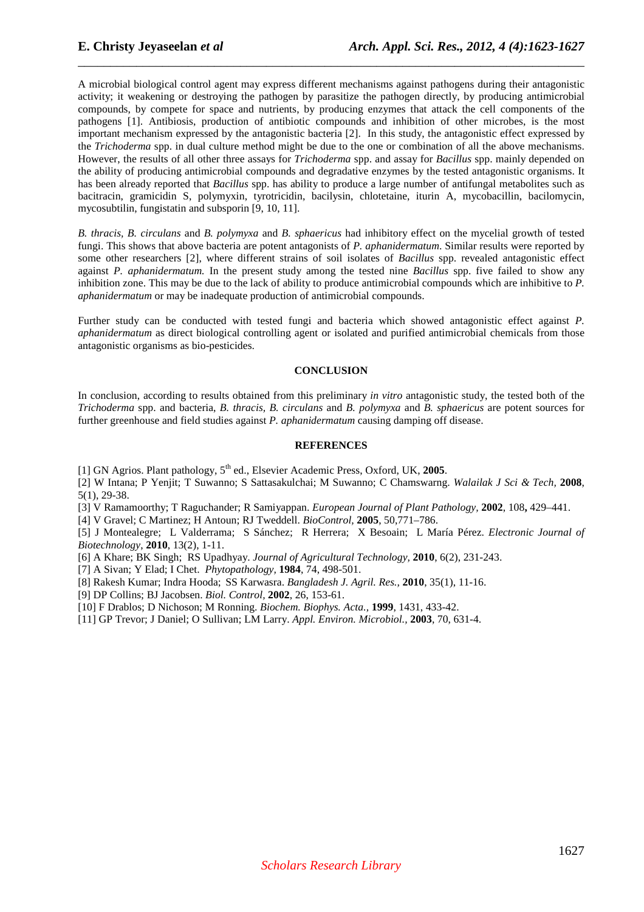A microbial biological control agent may express different mechanisms against pathogens during their antagonistic activity; it weakening or destroying the pathogen by parasitize the pathogen directly, by producing antimicrobial compounds, by compete for space and nutrients, by producing enzymes that attack the cell components of the pathogens [1]. Antibiosis, production of antibiotic compounds and inhibition of other microbes, is the most important mechanism expressed by the antagonistic bacteria [2]. In this study, the antagonistic effect expressed by the *Trichoderma* spp. in dual culture method might be due to the one or combination of all the above mechanisms. However, the results of all other three assays for *Trichoderma* spp. and assay for *Bacillus* spp. mainly depended on the ability of producing antimicrobial compounds and degradative enzymes by the tested antagonistic organisms. It has been already reported that *Bacillus* spp. has ability to produce a large number of antifungal metabolites such as bacitracin, gramicidin S, polymyxin, tyrotricidin, bacilysin, chlotetaine, iturin A, mycobacillin, bacilomycin, mycosubtilin, fungistatin and subsporin [9, 10, 11].

*B. thracis, B. circulans* and *B. polymyxa* and *B. sphaericus* had inhibitory effect on the mycelial growth of tested fungi. This shows that above bacteria are potent antagonists of *P. aphanidermatum*. Similar results were reported by some other researchers [2], where different strains of soil isolates of *Bacillus* spp. revealed antagonistic effect against *P. aphanidermatum.* In the present study among the tested nine *Bacillus* spp. five failed to show any inhibition zone. This may be due to the lack of ability to produce antimicrobial compounds which are inhibitive to *P. aphanidermatum* or may be inadequate production of antimicrobial compounds.

Further study can be conducted with tested fungi and bacteria which showed antagonistic effect against *P. aphanidermatum* as direct biological controlling agent or isolated and purified antimicrobial chemicals from those antagonistic organisms as bio-pesticides.

## CONCLUSION

In conclusion, according to results obtained from this preliminary *in vitro* antagonistic study, the tested both of the *Trichoderma* spp. and bacteria, *B. thracis, B. circulans* and *B. polymyxa* and *B. sphaericus* are potent sources for further greenhouse and field studies against *P. aphanidermatum* causing damping off disease.

## REFERENCES

[1] GN Agrios. Plant pathology, 5th ed., Elsevier Academic Press, Oxford, UK, **2005**.

[2] W Intana; P Yenjit; T Suwanno; S Sattasakulchai; M Suwanno; C Chamswarng. *Walailak J Sci & Tech,* **2008**, 5(1), 29-38.

[3] V Ramamoorthy; T Raguchander; R Samiyappan. *European Journal of Plant Pathology,* **2002**, 108**,** 429–441.

[4] V Gravel; C Martinez; H Antoun; RJ Tweddell. *BioControl,* **2005**, 50,771–786.

[5] J Montealegre; L Valderrama; S Sánchez; R Herrera; X Besoain; L María Pérez. *Electronic Journal of Biotechnology*, **2010**, 13(2), 1-11.

[6] A Khare; BK Singh; RS Upadhyay. *Journal of Agricultural Technology,* **2010**, 6(2), 231-243.

[7] A Sivan; Y Elad; I Chet. *Phytopathology,* **1984**, 74, 498-501.

[8] Rakesh Kumar; Indra Hooda; SS Karwasra. *Bangladesh J. Agril. Res.,* **2010**, 35(1), 11-16.

[9] DP Collins; BJ Jacobsen. *Biol. Control,* **2002**, 26, 153-61.

[10] F Drablos; D Nichoson; M Ronning. *Biochem. Biophys. Acta.,* **1999**, 1431, 433-42.

[11] GP Trevor; J Daniel; O Sullivan; LM Larry. *Appl. Environ. Microbiol.,* **2003**, 70, 631-4.